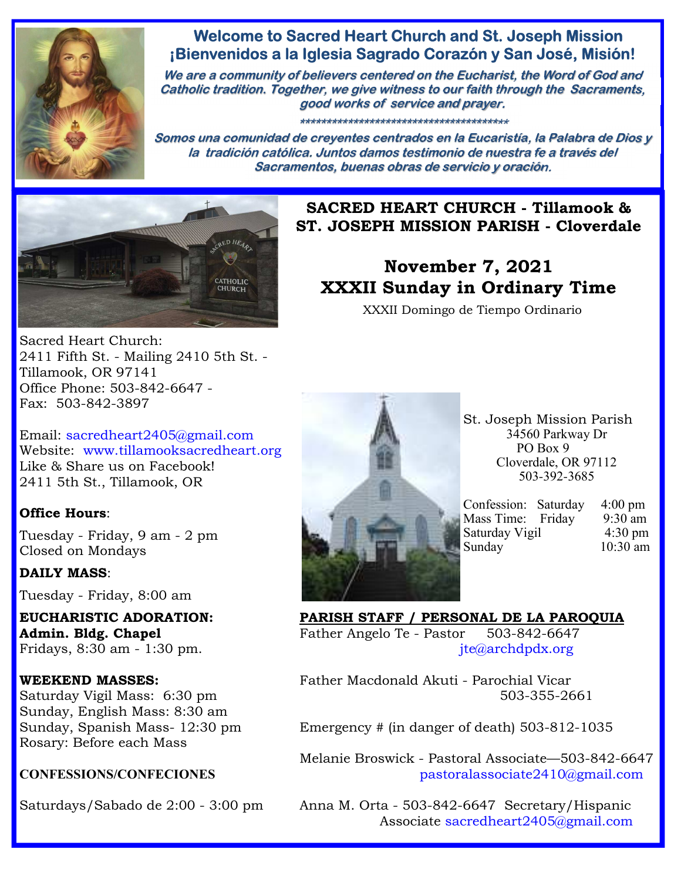# Welcome to Sacred Heart Church and St. Joseph Mission

# ¡Bienvenidos a la Iglesia Sagrado Corazón y San José, Misión!

*We are a community of believers centered on the Eucharist, the Word of God and Catholic tradition. Together, we give witness to our faith through the Sacraments, good works of service and prayer.*

\*\*\*\*\*\*\*\*\*\*\*\*\*\*\*\*\*\*\*\*\*\*\*\*\*\*\*\*\*\*\*\*\*\*\*\*\*\*\*\*\*\*

*Somos una comunidad de creyentes centrados en la Eucaristía, la Palabra de Dios y la tradición católica. Juntos damos testimonio de nuestra fe a través del Sacramentos, buenas obras de servicio y oración.*

## SACRED HEART CHURCH - Tillamook & ST. JOSEPH MISSION PARISH - Cloverdale

## November 7, 2021
## XXXII Sunday in Ordinary Time

XXXII Domingo de Tiempo Ordinario

Sacred Heart Church:
2411 Fifth St. - Mailing 2410 5th St. -
Tillamook, OR 97141
Office Phone: 503-842-6647 -
Fax: 503-842-3897

Email: sacredheart2405@gmail.com
Website: www.tillamooksacredheart.org
Like & Share us on Facebook!
2411 5th St., Tillamook, OR

**Office Hours**:

Tuesday - Friday, 9 am - 2 pm
Closed on Mondays

**DAILY MASS**:

Tuesday - Friday, 8:00 am

**EUCHARISTIC ADORATION:**
**Admin. Bldg. Chapel**
Fridays, 8:30 am - 1:30 pm.

**WEEKEND MASSES:**
Saturday Vigil Mass: 6:30 pm
Sunday, English Mass: 8:30 am
Sunday, Spanish Mass- 12:30 pm
Rosary: Before each Mass

**CONFESSIONS/CONFECIONES**

Saturdays/Sabado de 2:00 - 3:00 pm

St. Joseph Mission Parish
34560 Parkway Dr
PO Box 9
Cloverdale, OR 97112
503-392-3685

Confession: Saturday 4:00 pm
Mass Time: Friday 9:30 am
Saturday Vigil 4:30 pm
Sunday 10:30 am

**PARISH STAFF / PERSONAL DE LA PAROQUIA**

Father Angelo Te - Pastor 503-842-6647
jte@archdpdx.org

Father Macdonald Akuti - Parochial Vicar
503-355-2661

Emergency # (in danger of death) 503-812-1035

Melanie Broswick - Pastoral Associate—503-842-6647
pastoralassociate2410@gmail.com

Anna M. Orta - 503-842-6647 Secretary/Hispanic Associate sacredheart2405@gmail.com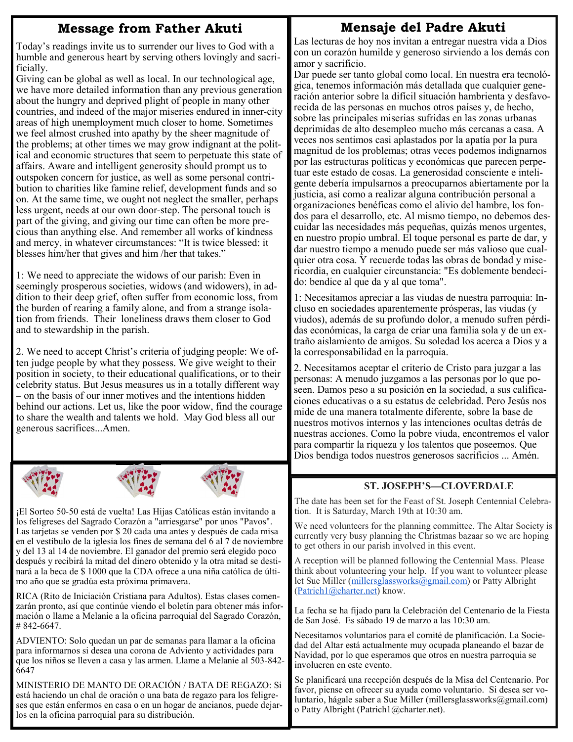## Message from Father Akuti

Today's readings invite us to surrender our lives to God with a humble and generous heart by serving others lovingly and sacrificially.

Giving can be global as well as local. In our technological age, we have more detailed information than any previous generation about the hungry and deprived plight of people in many other countries, and indeed of the major miseries endured in inner-city areas of high unemployment much closer to home. Sometimes we feel almost crushed into apathy by the sheer magnitude of the problems; at other times we may grow indignant at the political and economic structures that seem to perpetuate this state of affairs. Aware and intelligent generosity should prompt us to outspoken concern for justice, as well as some personal contribution to charities like famine relief, development funds and so on. At the same time, we ought not neglect the smaller, perhaps less urgent, needs at our own door-step. The personal touch is part of the giving, and giving our time can often be more precious than anything else. And remember all works of kindness and mercy, in whatever circumstances: "It is twice blessed: it blesses him/her that gives and him /her that takes."

1: We need to appreciate the widows of our parish: Even in seemingly prosperous societies, widows (and widowers), in addition to their deep grief, often suffer from economic loss, from the burden of rearing a family alone, and from a strange isolation from friends. Their loneliness draws them closer to God and to stewardship in the parish.

2. We need to accept Christ's criteria of judging people: We often judge people by what they possess. We give weight to their position in society, to their educational qualifications, or to their celebrity status. But Jesus measures us in a totally different way – on the basis of our inner motives and the intentions hidden behind our actions. Let us, like the poor widow, find the courage to share the wealth and talents we hold. May God bless all our generous sacrifices...Amen.

## Mensaje del Padre Akuti

Las lecturas de hoy nos invitan a entregar nuestra vida a Dios con un corazón humilde y generoso sirviendo a los demás con amor y sacrificio.

Dar puede ser tanto global como local. En nuestra era tecnológica, tenemos información más detallada que cualquier generación anterior sobre la difícil situación hambrienta y desfavorecida de las personas en muchos otros países y, de hecho, sobre las principales miserias sufridas en las zonas urbanas deprimidas de alto desempleo mucho más cercanas a casa. A veces nos sentimos casi aplastados por la apatía por la pura magnitud de los problemas; otras veces podemos indignarnos por las estructuras políticas y económicas que parecen perpetuar este estado de cosas. La generosidad consciente e inteligente debería impulsarnos a preocuparnos abiertamente por la justicia, así como a realizar alguna contribución personal a organizaciones benéficas como el alivio del hambre, los fondos para el desarrollo, etc. Al mismo tiempo, no debemos descuidar las necesidades más pequeñas, quizás menos urgentes, en nuestro propio umbral. El toque personal es parte de dar, y dar nuestro tiempo a menudo puede ser más valioso que cualquier otra cosa. Y recuerde todas las obras de bondad y misericordia, en cualquier circunstancia: "Es doblemente bendecido: bendice al que da y al que toma".

1: Necesitamos apreciar a las viudas de nuestra parroquia: Incluso en sociedades aparentemente prósperas, las viudas (y viudos), además de su profundo dolor, a menudo sufren pérdidas económicas, la carga de criar una familia sola y de un extraño aislamiento de amigos. Su soledad los acerca a Dios y a la corresponsabilidad en la parroquia.

2. Necesitamos aceptar el criterio de Cristo para juzgar a las personas: A menudo juzgamos a las personas por lo que poseen. Damos peso a su posición en la sociedad, a sus calificaciones educativas o a su estatus de celebridad. Pero Jesús nos mide de una manera totalmente diferente, sobre la base de nuestros motivos internos y las intenciones ocultas detrás de nuestras acciones. Como la pobre viuda, encontremos el valor para compartir la riqueza y los talentos que poseemos. Que Dios bendiga todos nuestros generosos sacrificios ... Amén.

¡El Sorteo 50-50 está de vuelta! Las Hijas Católicas están invitando a los feligreses del Sagrado Corazón a "arriesgarse" por unos "Pavos". Las tarjetas se venden por $ 20 cada una antes y después de cada misa en el vestíbulo de la iglesia los fines de semana del 6 al 7 de noviembre y del 13 al 14 de noviembre. El ganador del premio será elegido poco después y recibirá la mitad del dinero obtenido y la otra mitad se destinará a la beca de $ 1000 que la CDA ofrece a una niña católica de último año que se gradúa esta próxima primavera.

RICA (Rito de Iniciación Cristiana para Adultos). Estas clases comenzarán pronto, así que continúe viendo el boletín para obtener más información o llame a Melanie a la oficina parroquial del Sagrado Corazón, # 842-6647.

ADVIENTO: Solo quedan un par de semanas para llamar a la oficina para informarnos si desea una corona de Adviento y actividades para que los niños se lleven a casa y las armen. Llame a Melanie al 503-842-6647

MINISTERIO DE MANTO DE ORACIÓN / BATA DE REGAZO: Si está haciendo un chal de oración o una bata de regazo para los feligreses que están enfermos en casa o en un hogar de ancianos, puede dejarlos en la oficina parroquial para su distribución.

### ST. JOSEPH'S—CLOVERDALE

The date has been set for the Feast of St. Joseph Centennial Celebration. It is Saturday, March 19th at 10:30 am.

We need volunteers for the planning committee. The Altar Society is currently very busy planning the Christmas bazaar so we are hoping to get others in our parish involved in this event.

A reception will be planned following the Centennial Mass. Please think about volunteering your help. If you want to volunteer please let Sue Miller (millersglassworks@gmail.com) or Patty Albright (Patrich1@charter.net) know.

La fecha se ha fijado para la Celebración del Centenario de la Fiesta de San José. Es sábado 19 de marzo a las 10:30 am.

Necesitamos voluntarios para el comité de planificación. La Sociedad del Altar está actualmente muy ocupada planeando el bazar de Navidad, por lo que esperamos que otros en nuestra parroquia se involucren en este evento.

Se planificará una recepción después de la Misa del Centenario. Por favor, piense en ofrecer su ayuda como voluntario. Si desea ser voluntario, hágale saber a Sue Miller (millersglassworks@gmail.com) o Patty Albright (Patrich1@charter.net).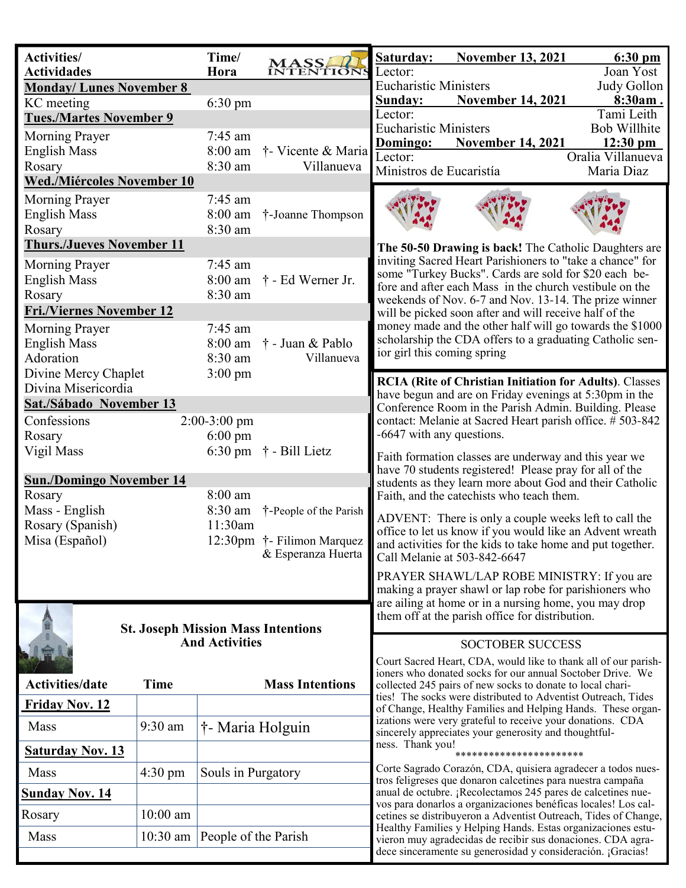## Activities/ Actividades — Time/ Hora — MASS INTENTIONS

| Activities/ Actividades | Time/ Hora | Mass Intentions |
|---|---|---|
| **Monday/ Lunes November 8** | | |
| KC meeting | 6:30 pm | |
| **Tues./Martes November 9** | | |
| Morning Prayer | 7:45 am | |
| English Mass | 8:00 am | †- Vicente & Maria Villanueva |
| Rosary | 8:30 am | |
| **Wed./Miércoles November 10** | | |
| Morning Prayer | 7:45 am | |
| English Mass | 8:00 am | †-Joanne Thompson |
| Rosary | 8:30 am | |
| **Thurs./Jueves November 11** | | |
| Morning Prayer | 7:45 am | |
| English Mass | 8:00 am | † - Ed Werner Jr. |
| Rosary | 8:30 am | |
| **Fri./Viernes November 12** | | |
| Morning Prayer | 7:45 am | |
| English Mass | 8:00 am | † - Juan & Pablo Villanueva |
| Adoration | 8:30 am | |
| Divine Mercy Chaplet Divina Misericordia | 3:00 pm | |
| **Sat./Sábado November 13** | | |
| Confessions | 2:00-3:00 pm | |
| Rosary | 6:00 pm | |
| Vigil Mass | 6:30 pm | † - Bill Lietz |
| **Sun./Domingo November 14** | | |
| Rosary | 8:00 am | |
| Mass - English | 8:30 am | †-People of the Parish |
| Rosary (Spanish) | 11:30am | |
| Misa (Español) | 12:30pm | †- Filimon Marquez & Esperanza Huerta |

### St. Joseph Mission Mass Intentions And Activities

| Activities/date | Time | Mass Intentions |
|---|---|---|
| **Friday Nov. 12** | | |
| Mass | 9:30 am | †- Maria Holguin |
| **Saturday Nov. 13** | | |
| Mass | 4:30 pm | Souls in Purgatory |
| **Sunday Nov. 14** | | |
| Rosary | 10:00 am | |
| Mass | 10:30 am | People of the Parish |

| | | |
|---|---|---|
| **Saturday:** | **November 13, 2021** | **6:30 pm** |
| Lector: | | Joan Yost |
| Eucharistic Ministers | | Judy Gollon |
| **Sunday:** | **November 14, 2021** | **8:30am .** |
| Lector: | | Tami Leith |
| Eucharistic Ministers | | Bob Willhite |
| **Domingo:** | **November 14, 2021** | **12:30 pm** |
| Lector: | | Oralia Villanueva |
| Ministros de Eucaristía | | Maria Diaz |

**The 50-50 Drawing is back!** The Catholic Daughters are inviting Sacred Heart Parishioners to "take a chance" for some "Turkey Bucks". Cards are sold for $20 each before and after each Mass in the church vestibule on the weekends of Nov. 6-7 and Nov. 13-14. The prize winner will be picked soon after and will receive half of the money made and the other half will go towards the $1000 scholarship the CDA offers to a graduating Catholic senior girl this coming spring

**RCIA (Rite of Christian Initiation for Adults)**. Classes have begun and are on Friday evenings at 5:30pm in the Conference Room in the Parish Admin. Building. Please contact: Melanie at Sacred Heart parish office. # 503-842-6647 with any questions.

Faith formation classes are underway and this year we have 70 students registered! Please pray for all of the students as they learn more about God and their Catholic Faith, and the catechists who teach them.

ADVENT: There is only a couple weeks left to call the office to let us know if you would like an Advent wreath and activities for the kids to take home and put together. Call Melanie at 503-842-6647

PRAYER SHAWL/LAP ROBE MINISTRY: If you are making a prayer shawl or lap robe for parishioners who are ailing at home or in a nursing home, you may drop them off at the parish office for distribution.

### SOCTOBER SUCCESS

Court Sacred Heart, CDA, would like to thank all of our parishioners who donated socks for our annual Soctober Drive. We collected 245 pairs of new socks to donate to local charities! The socks were distributed to Adventist Outreach, Tides of Change, Healthy Families and Helping Hands. These organizations were very grateful to receive your donations. CDA sincerely appreciates your generosity and thoughtfulness. Thank you!

**********************

Corte Sagrado Corazón, CDA, quisiera agradecer a todos nuestros feligreses que donaron calcetines para nuestra campaña anual de octubre. ¡Recolectamos 245 pares de calcetines nuevos para donarlos a organizaciones benéficas locales! Los calcetines se distribuyeron a Adventist Outreach, Tides of Change, Healthy Families y Helping Hands. Estas organizaciones estuvieron muy agradecidas de recibir sus donaciones. CDA agradece sinceramente su generosidad y consideración. ¡Gracias!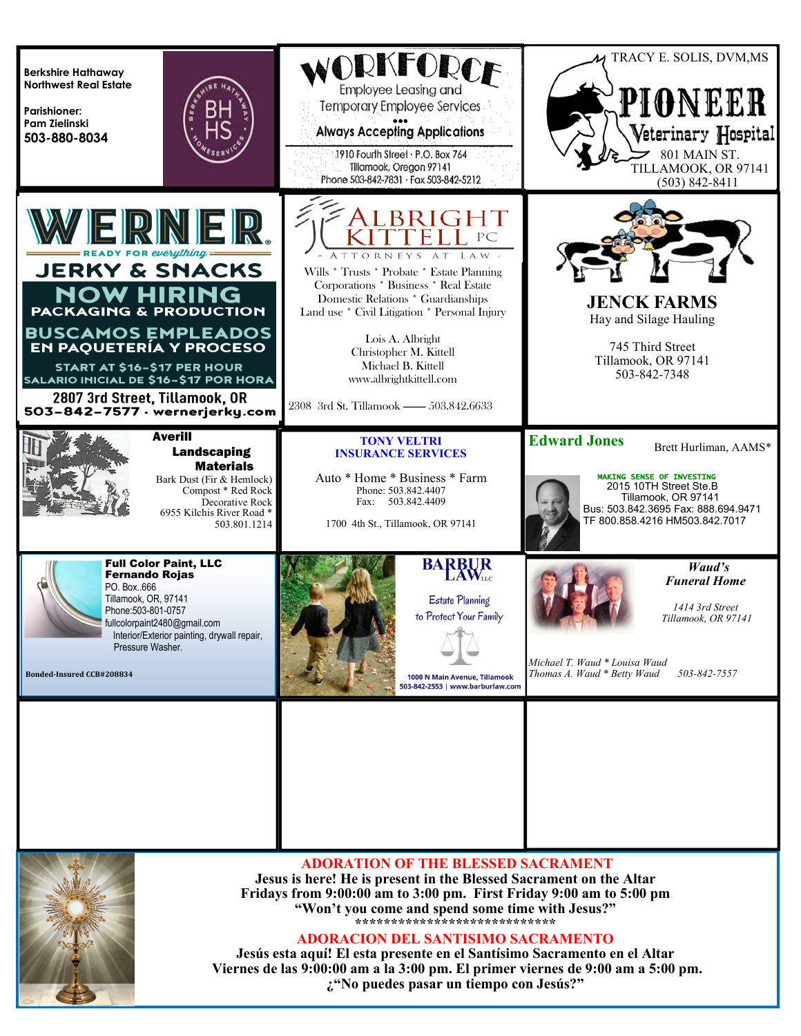Berkshire Hathaway Northwest Real Estate

Parishioner:
Pam Zielinski
503-880-8034

BHHS
BERKSHIRE HATHAWAY HOMESERVICES

**WORKFORCE**
Employee Leasing and
Temporary Employee Services
•••
Always Accepting Applications

1910 Fourth Street · P.O. Box 764
Tillamook, Oregon 97141
Phone 503-842-7831 · Fax 503-842-5212

TRACY E. SOLIS, DVM,MS
**PIONEER**
Veterinary Hospital
801 MAIN ST.
TILLAMOOK, OR 97141
(503) 842-8411

**WERNER®**
READY FOR *everything*
**JERKY & SNACKS**
**NOW HIRING**
**PACKAGING & PRODUCTION**
**BUSCAMOS EMPLEADOS**
**EN PAQUETERÍA Y PROCESO**
START AT $16–$17 PER HOUR
SALARIO INICIAL DE $16–$17 POR HORA
2807 3rd Street, Tillamook, OR
503–842–7577 · wernerjerky.com

**ALBRIGHT KITTELL PC**
– ATTORNEYS AT LAW –
Wills * Trusts * Probate * Estate Planning
Corporations * Business * Real Estate
Domestic Relations * Guardianships
Land use * Civil Litigation * Personal Injury

Lois A. Albright
Christopher M. Kittell
Michael B. Kittell
www.albrightkittell.com

2308 3rd St. Tillamook —— 503.842.6633

**JENCK FARMS**
Hay and Silage Hauling

745 Third Street
Tillamook, OR 97141
503-842-7348

**Averill Landscaping Materials**
Bark Dust (Fir & Hemlock)
Compost * Red Rock
Decorative Rock
6955 Kilchis River Road *
503.801.1214

**TONY VELTRI INSURANCE SERVICES**

Auto * Home * Business * Farm
Phone: 503.842.4407
Fax: 503.842.4409

1700 4th St., Tillamook, OR 97141

**Edward Jones**
Brett Hurliman, AAMS*

MAKING SENSE OF INVESTING
2015 10TH Street Ste.B
Tillamook, OR 97141
Bus: 503.842.3695 Fax: 888.694.9471
TF 800.858.4216 HM503.842.7017

**Full Color Paint, LLC**
**Fernando Rojas**
PO. Box..666
Tillamook, OR, 97141
Phone:503-801-0757
fullcolorpaint2480@gmail.com
Interior/Exterior painting, drywall repair, Pressure Washer.

**Bonded-Insured CCB#208834**

**BARBUR LAW** LLC
*Estate Planning*
*to Protect Your Family*

1000 N Main Avenue, Tillamook
503-842-2553 | www.barburlaw.com

***Waud's Funeral Home***

*1414 3rd Street*
*Tillamook, OR 97141*

*Michael T. Waud * Louisa Waud*
*Thomas A. Waud * Betty Waud*    *503-842-7557*

**ADORATION OF THE BLESSED SACRAMENT**
**Jesus is here! He is present in the Blessed Sacrament on the Altar**
**Fridays from 9:00:00 am to 3:00 pm. First Friday 9:00 am to 5:00 pm**
**"Won't you come and spend some time with Jesus?"**
**\*\*\*\*\*\*\*\*\*\*\*\*\*\*\*\*\*\*\*\*\*\*\*\*\*\*\*\*\***

**ADORACION DEL SANTISIMO SACRAMENTO**
**Jesús esta aquí! El esta presente en el Santísimo Sacramento en el Altar**
**Viernes de las 9:00:00 am a la 3:00 pm. El primer viernes de 9:00 am a 5:00 pm.**
**¿"No puedes pasar un tiempo con Jesús?"**